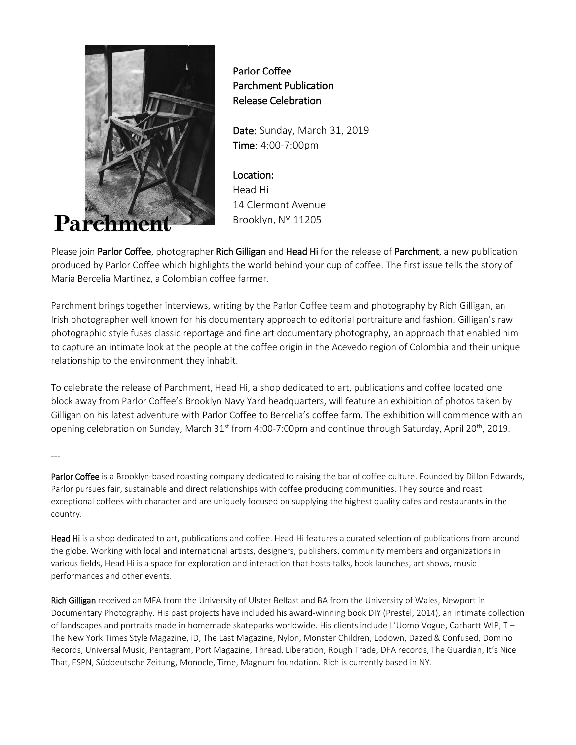Parchment

**Parlor Coffee**
**Parchment Publication**
**Release Celebration**

**Date:** Sunday, March 31, 2019
**Time:** 4:00-7:00pm

**Location:**
Head Hi
14 Clermont Avenue
Brooklyn, NY 11205

Please join **Parlor Coffee**, photographer **Rich Gilligan** and **Head Hi** for the release of **Parchment**, a new publication produced by Parlor Coffee which highlights the world behind your cup of coffee. The first issue tells the story of Maria Bercelia Martinez, a Colombian coffee farmer.

Parchment brings together interviews, writing by the Parlor Coffee team and photography by Rich Gilligan, an Irish photographer well known for his documentary approach to editorial portraiture and fashion. Gilligan's raw photographic style fuses classic reportage and fine art documentary photography, an approach that enabled him to capture an intimate look at the people at the coffee origin in the Acevedo region of Colombia and their unique relationship to the environment they inhabit.

To celebrate the release of Parchment, Head Hi, a shop dedicated to art, publications and coffee located one block away from Parlor Coffee's Brooklyn Navy Yard headquarters, will feature an exhibition of photos taken by Gilligan on his latest adventure with Parlor Coffee to Bercelia's coffee farm. The exhibition will commence with an opening celebration on Sunday, March 31st from 4:00-7:00pm and continue through Saturday, April 20th, 2019.

---

**Parlor Coffee** is a Brooklyn-based roasting company dedicated to raising the bar of coffee culture. Founded by Dillon Edwards, Parlor pursues fair, sustainable and direct relationships with coffee producing communities. They source and roast exceptional coffees with character and are uniquely focused on supplying the highest quality cafes and restaurants in the country.

**Head Hi** is a shop dedicated to art, publications and coffee. Head Hi features a curated selection of publications from around the globe. Working with local and international artists, designers, publishers, community members and organizations in various fields, Head Hi is a space for exploration and interaction that hosts talks, book launches, art shows, music performances and other events.

**Rich Gilligan** received an MFA from the University of Ulster Belfast and BA from the University of Wales, Newport in Documentary Photography. His past projects have included his award-winning book DIY (Prestel, 2014), an intimate collection of landscapes and portraits made in homemade skateparks worldwide. His clients include L'Uomo Vogue, Carhartt WIP, T – The New York Times Style Magazine, iD, The Last Magazine, Nylon, Monster Children, Lodown, Dazed & Confused, Domino Records, Universal Music, Pentagram, Port Magazine, Thread, Liberation, Rough Trade, DFA records, The Guardian, It's Nice That, ESPN, Süddeutsche Zeitung, Monocle, Time, Magnum foundation. Rich is currently based in NY.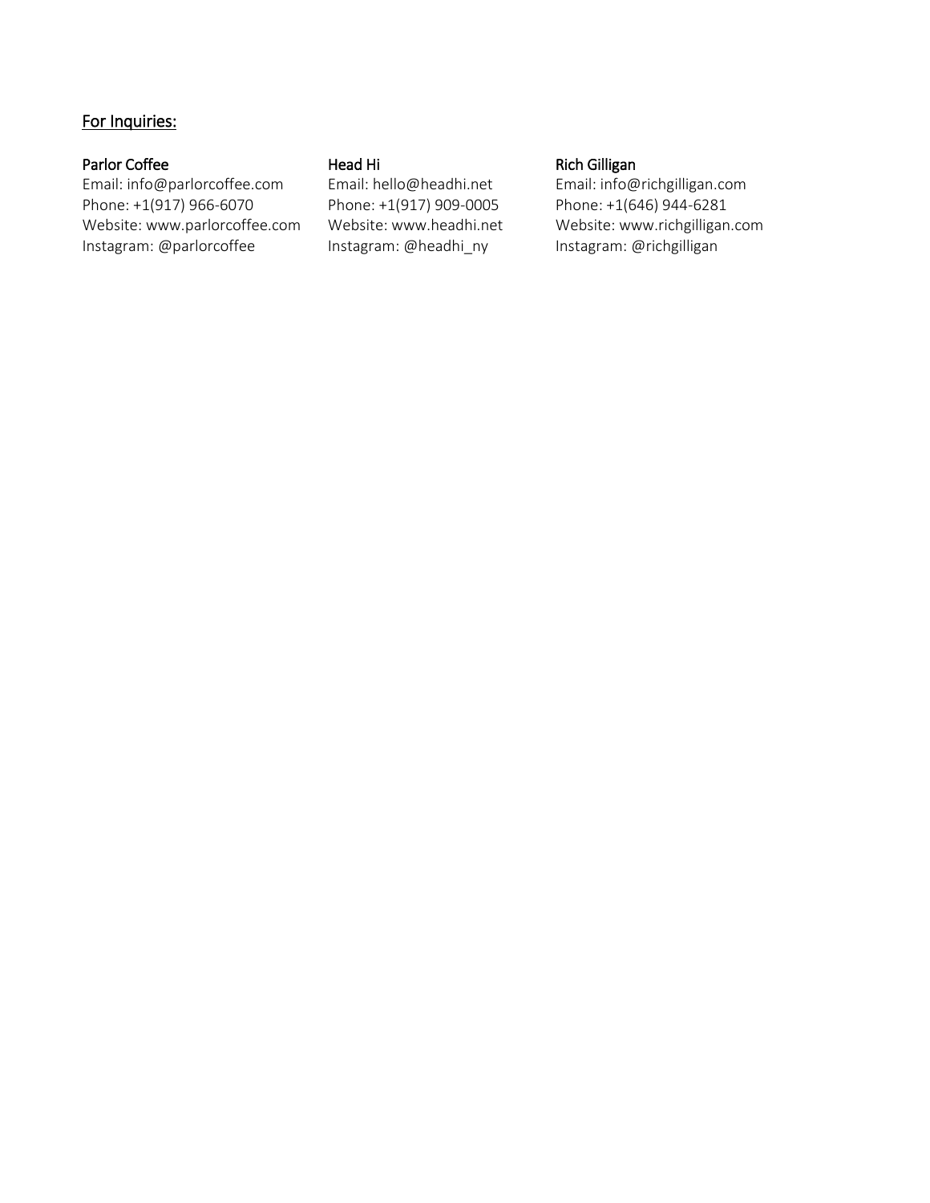For Inquiries:

**Parlor Coffee**
Email: info@parlorcoffee.com
Phone: +1(917) 966-6070
Website: www.parlorcoffee.com
Instagram: @parlorcoffee

**Head Hi**
Email: hello@headhi.net
Phone: +1(917) 909-0005
Website: www.headhi.net
Instagram: @headhi_ny

**Rich Gilligan**
Email: info@richgilligan.com
Phone: +1(646) 944-6281
Website: www.richgilligan.com
Instagram: @richgilligan